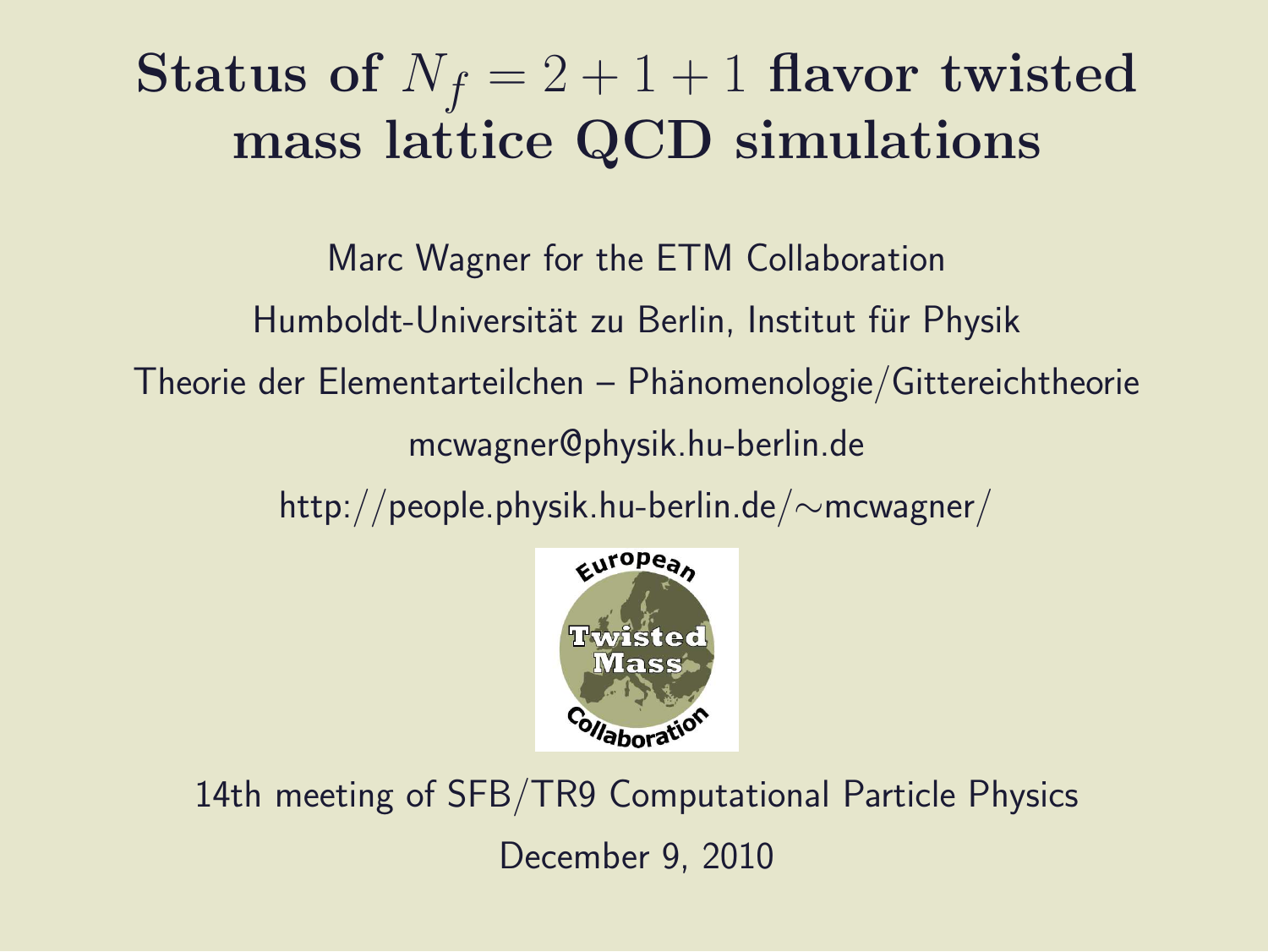# Status of $N_f = 2 + 1 + 1$ flavor twisted mass lattice QCD simulations

Marc Wagner for the ETM Collaboration

Humboldt-Universität zu Berlin, Institut für Physik

Theorie der Elementarteilchen – Phänomenologie/Gittereichtheorie

mcwagner@physik.hu-berlin.de

http://people.physik.hu-berlin.de/~mcwagner/

14th meeting of SFB/TR9 Computational Particle Physics

December 9, 2010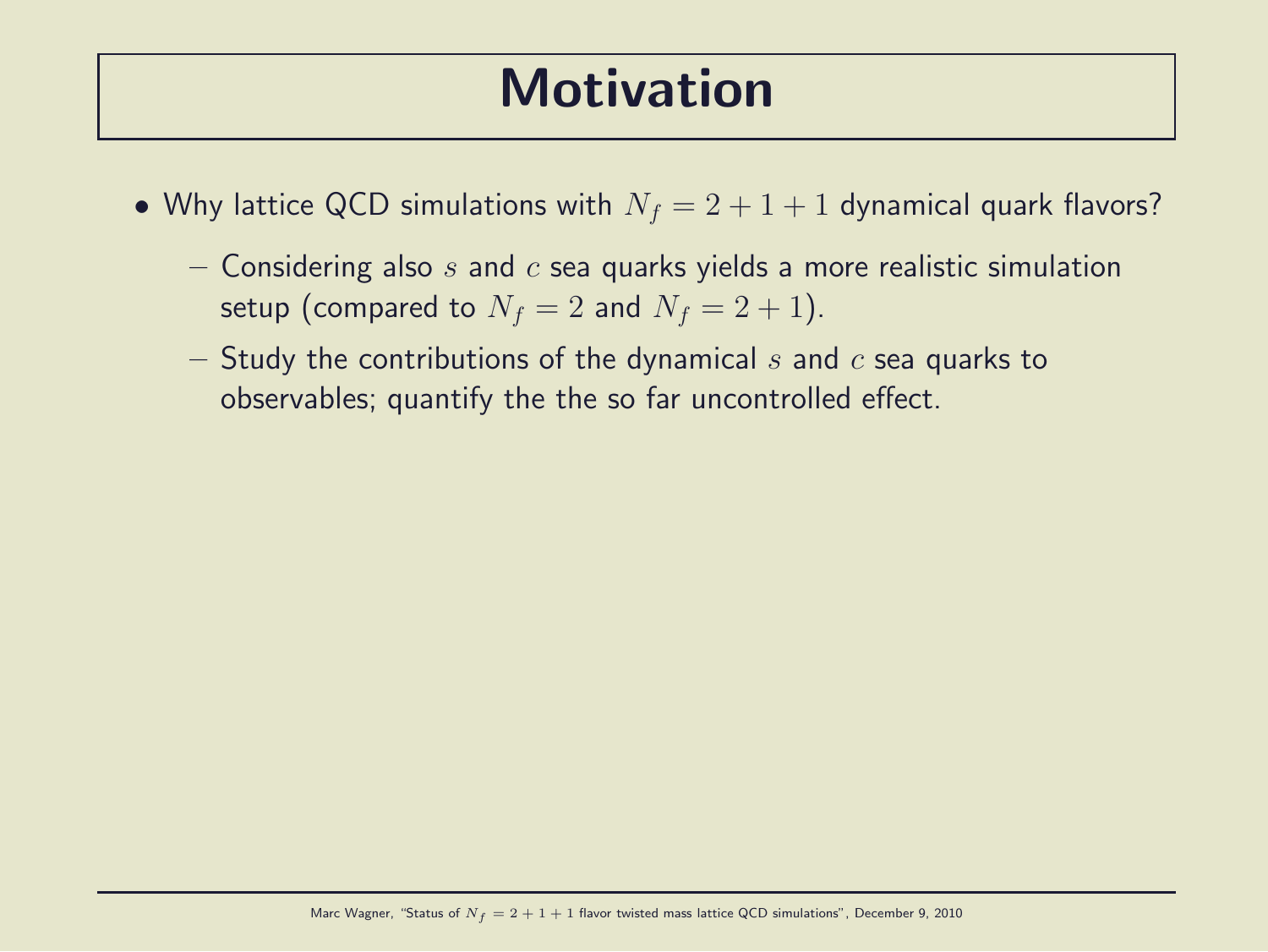# Motivation

- Why lattice QCD simulations with $N_f = 2+1+1$ dynamical quark flavors?
  - Considering also $s$ and $c$ sea quarks yields a more realistic simulation setup (compared to $N_f = 2$ and $N_f = 2+1$).
  - Study the contributions of the dynamical $s$ and $c$ sea quarks to observables; quantify the the so far uncontrolled effect.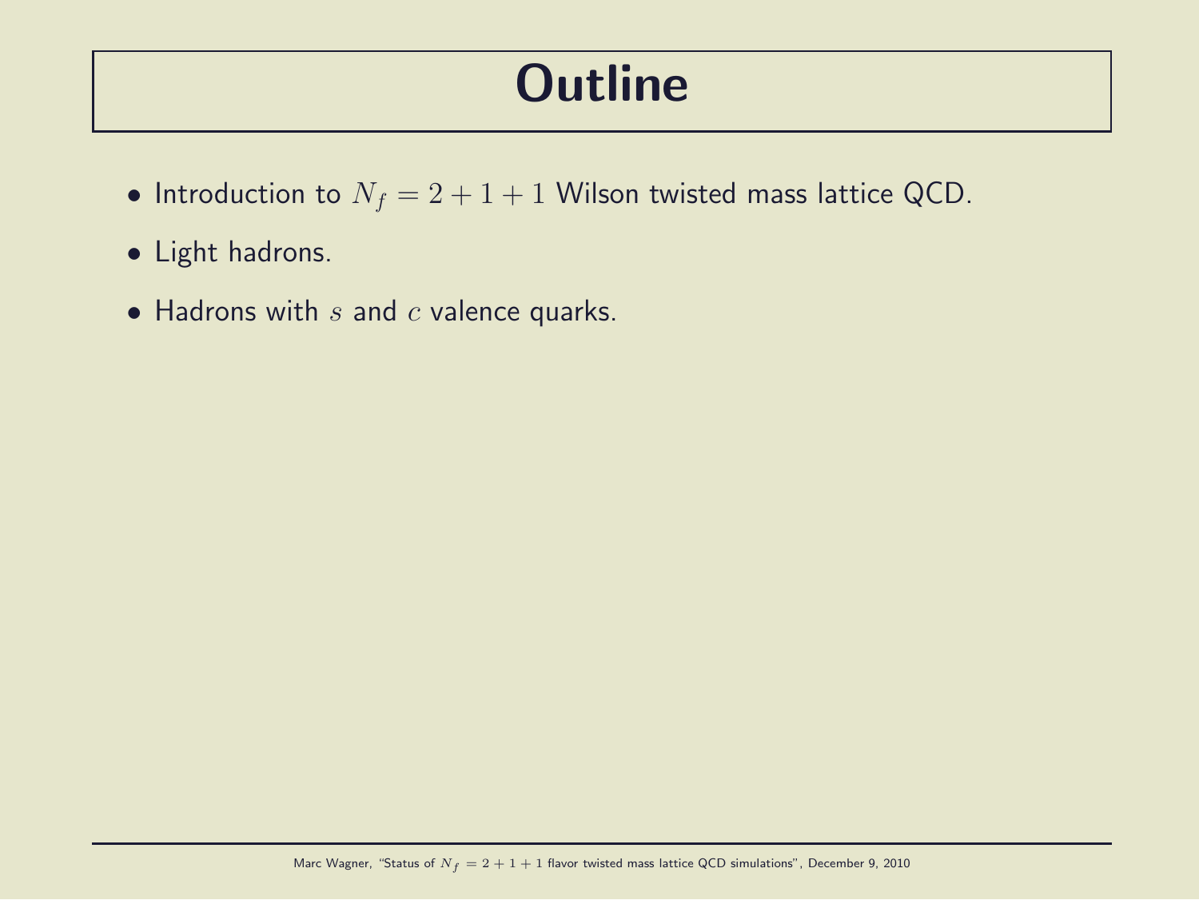# Outline

- Introduction to $N_f = 2+1+1$ Wilson twisted mass lattice QCD.
- Light hadrons.
- Hadrons with $s$ and $c$ valence quarks.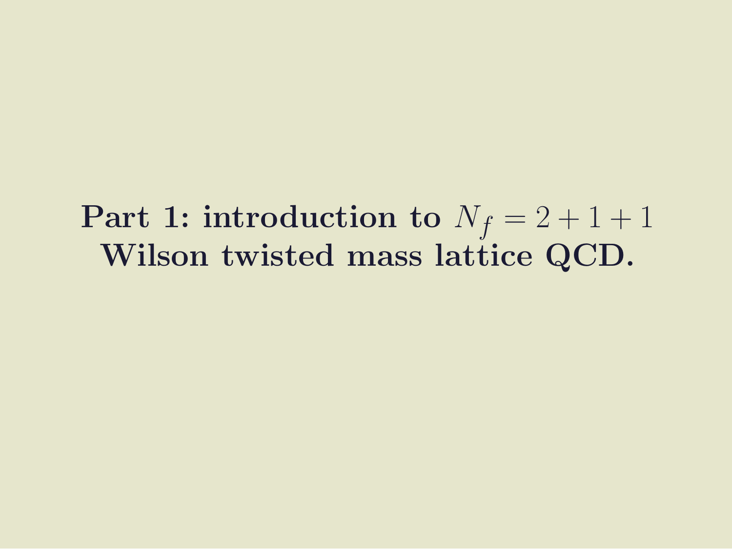# Part 1: introduction to $N_f = 2 + 1 + 1$ Wilson twisted mass lattice QCD.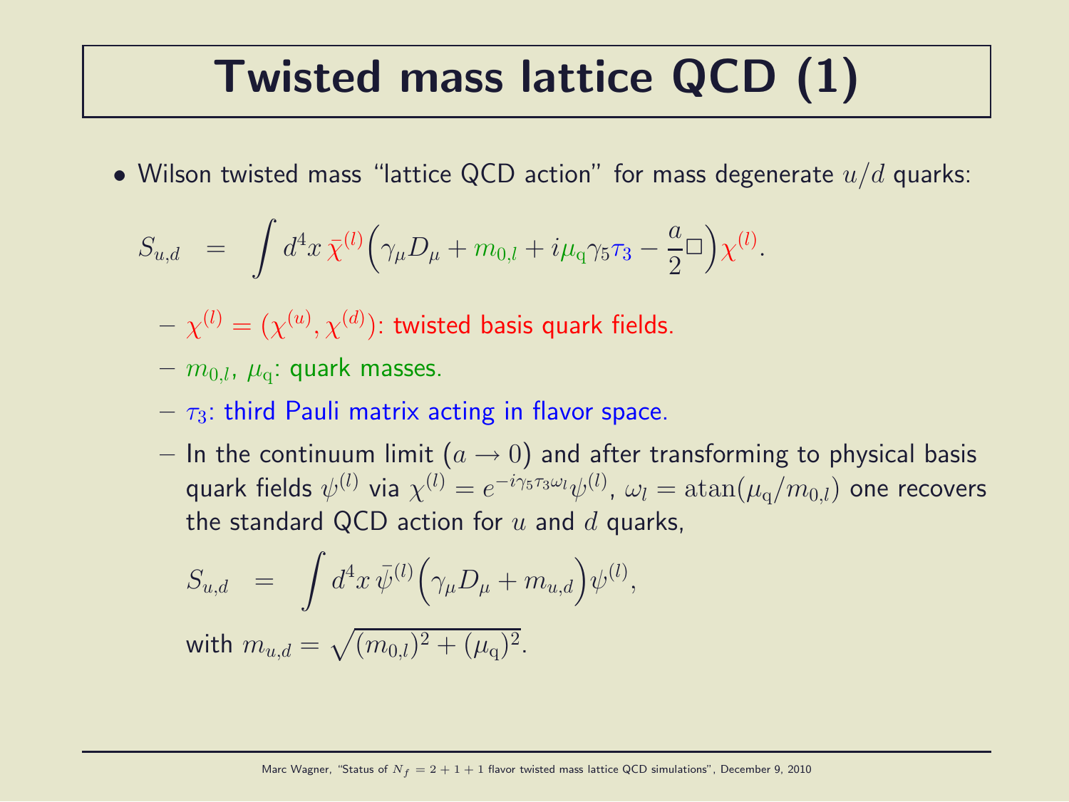# Twisted mass lattice QCD (1)

- Wilson twisted mass "lattice QCD action" for mass degenerate $u/d$ quarks:

$$S_{u,d} \;\; = \;\; \int d^4x\, \bar{\chi}^{(l)} \Big( \gamma_\mu D_\mu + m_{0,l} + i\mu_\mathrm{q}\gamma_5\tau_3 - \frac{a}{2}\Box \Big) \chi^{(l)}.$$

  - $\chi^{(l)} = (\chi^{(u)}, \chi^{(d)})$: twisted basis quark fields.
  - $m_{0,l}$, $\mu_\mathrm{q}$: quark masses.
  - $\tau_3$: third Pauli matrix acting in flavor space.
  - In the continuum limit ($a \rightarrow 0$) and after transforming to physical basis quark fields $\psi^{(l)}$ via $\chi^{(l)} = e^{-i\gamma_5\tau_3\omega_l}\psi^{(l)}$, $\omega_l = \mathrm{atan}(\mu_\mathrm{q}/m_{0,l})$ one recovers the standard QCD action for $u$ and $d$ quarks,

    $$S_{u,d} \;\; = \;\; \int d^4x\, \bar{\psi}^{(l)} \Big( \gamma_\mu D_\mu + m_{u,d} \Big) \psi^{(l)},$$

    with $m_{u,d} = \sqrt{(m_{0,l})^2 + (\mu_\mathrm{q})^2}$.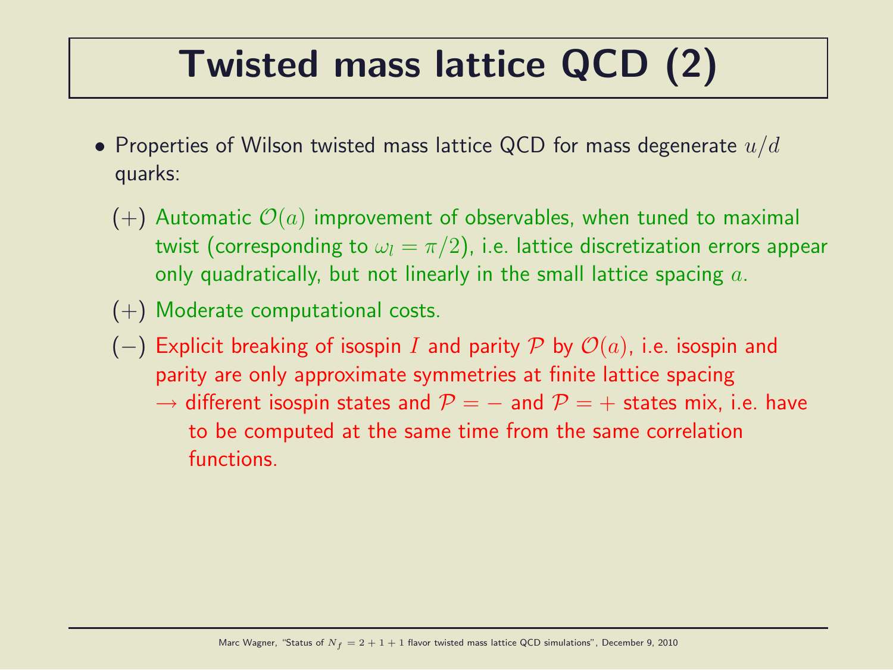# Twisted mass lattice QCD (2)

- Properties of Wilson twisted mass lattice QCD for mass degenerate $u/d$ quarks:
  - (+) Automatic $\mathcal{O}(a)$ improvement of observables, when tuned to maximal twist (corresponding to $\omega_l = \pi/2$), i.e. lattice discretization errors appear only quadratically, but not linearly in the small lattice spacing $a$.
  - (+) Moderate computational costs.
  - (−) Explicit breaking of isospin $I$ and parity $\mathcal{P}$ by $\mathcal{O}(a)$, i.e. isospin and parity are only approximate symmetries at finite lattice spacing
    $\rightarrow$ different isospin states and $\mathcal{P} = -$ and $\mathcal{P} = +$ states mix, i.e. have to be computed at the same time from the same correlation functions.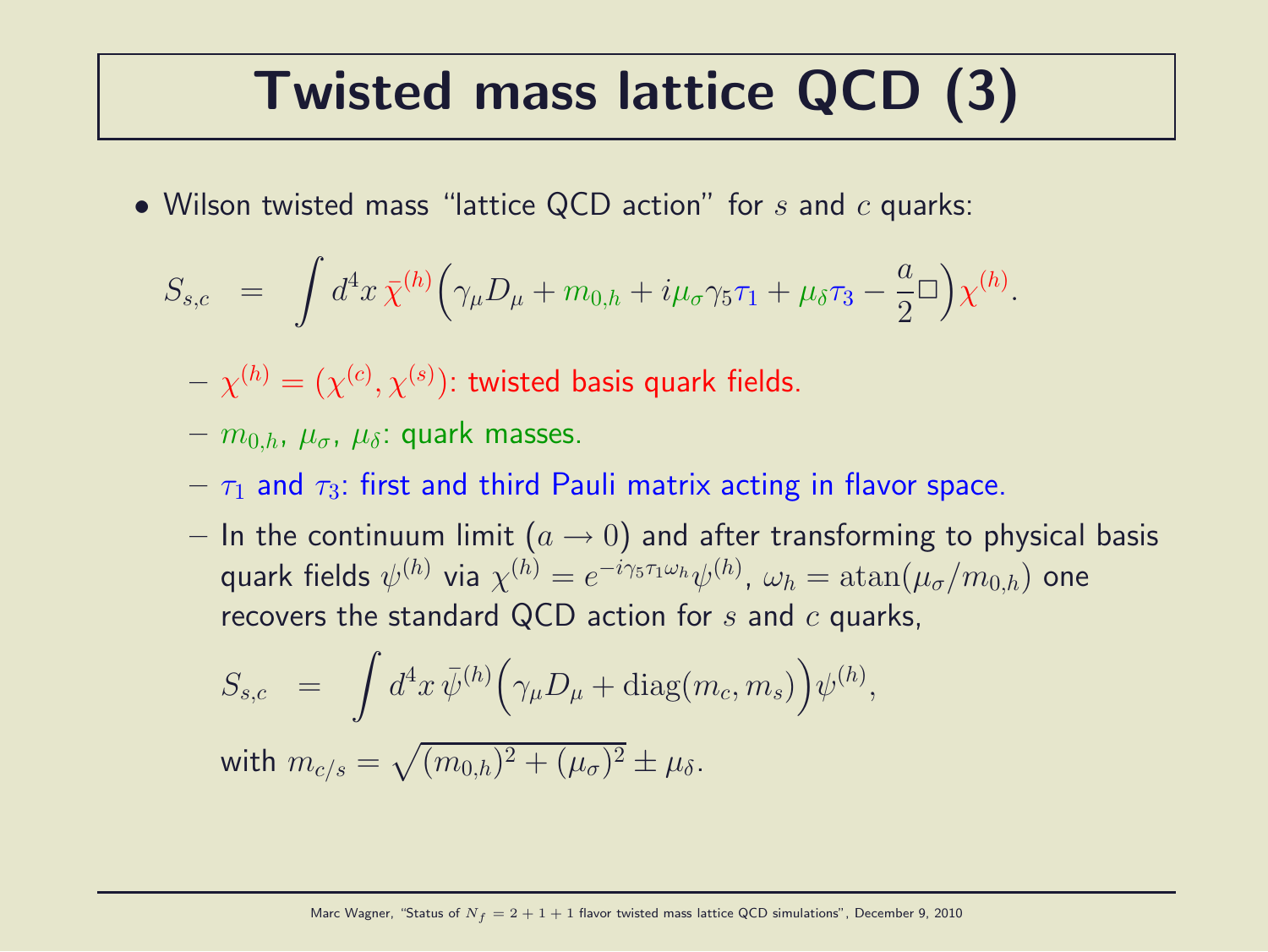# Twisted mass lattice QCD (3)

- Wilson twisted mass "lattice QCD action" for $s$ and $c$ quarks:

$$S_{s,c} \;=\; \int d^4x\,\bar{\chi}^{(h)}\Big(\gamma_\mu D_\mu + m_{0,h} + i\mu_\sigma\gamma_5\tau_1 + \mu_\delta\tau_3 - \frac{a}{2}\Box\Big)\chi^{(h)}.$$

  - $\chi^{(h)} = (\chi^{(c)}, \chi^{(s)})$: twisted basis quark fields.
  - $m_{0,h}$, $\mu_\sigma$, $\mu_\delta$: quark masses.
  - $\tau_1$ and $\tau_3$: first and third Pauli matrix acting in flavor space.
  - In the continuum limit ($a \rightarrow 0$) and after transforming to physical basis quark fields $\psi^{(h)}$ via $\chi^{(h)} = e^{-i\gamma_5\tau_1\omega_h}\psi^{(h)}$, $\omega_h = \mathrm{atan}(\mu_\sigma/m_{0,h})$ one recovers the standard QCD action for $s$ and $c$ quarks,

$$S_{s,c} \;=\; \int d^4x\,\bar{\psi}^{(h)}\Big(\gamma_\mu D_\mu + \mathrm{diag}(m_c, m_s)\Big)\psi^{(h)},$$

    with $m_{c/s} = \sqrt{(m_{0,h})^2 + (\mu_\sigma)^2} \pm \mu_\delta$.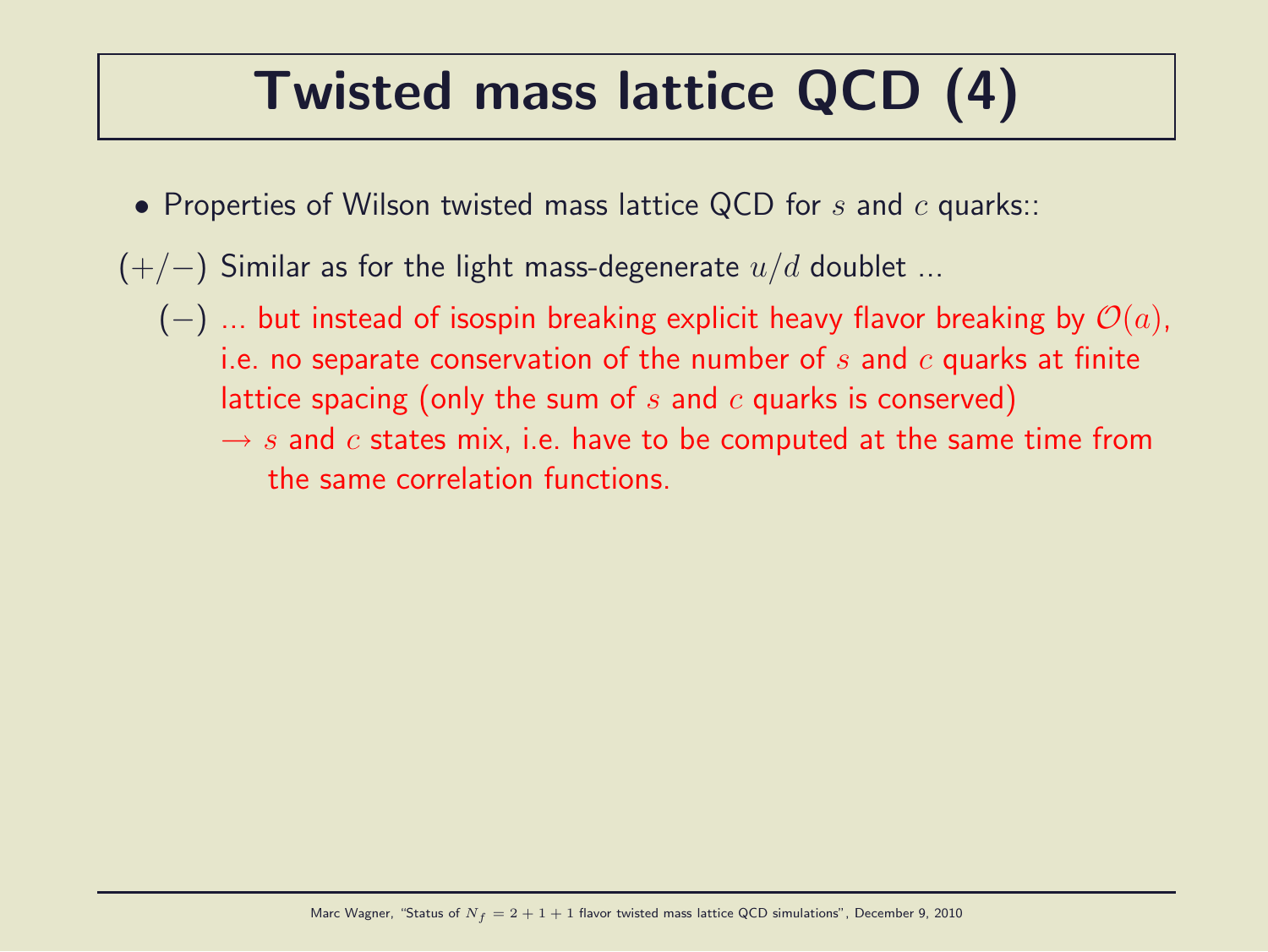# Twisted mass lattice QCD (4)

- Properties of Wilson twisted mass lattice QCD for $s$ and $c$ quarks::

$(+/-)$ Similar as for the light mass-degenerate $u/d$ doublet ...

- $(-)$ ... but instead of isospin breaking explicit heavy flavor breaking by $\mathcal{O}(a)$, i.e. no separate conservation of the number of $s$ and $c$ quarks at finite lattice spacing (only the sum of $s$ and $c$ quarks is conserved)
  - $\rightarrow$ $s$ and $c$ states mix, i.e. have to be computed at the same time from the same correlation functions.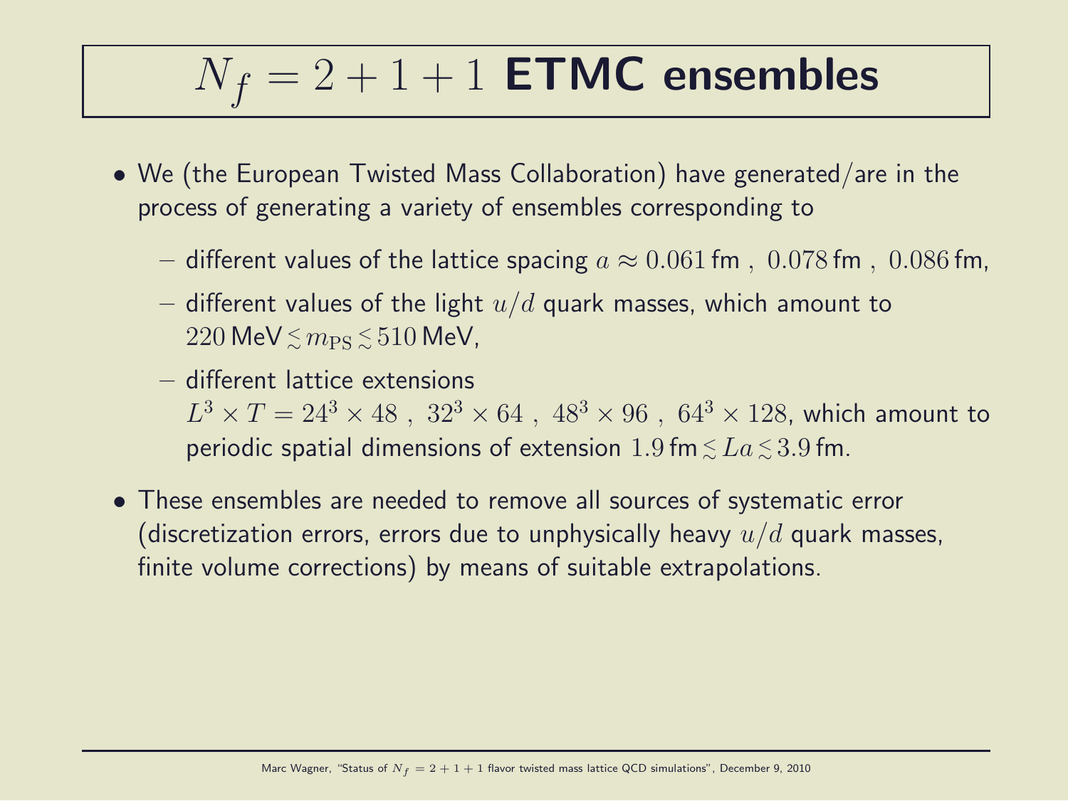# $N_f = 2+1+1$ ETMC ensembles

- We (the European Twisted Mass Collaboration) have generated/are in the process of generating a variety of ensembles corresponding to
  - different values of the lattice spacing $a \approx 0.061\,\text{fm}\ ,\ 0.078\,\text{fm}\ ,\ 0.086\,\text{fm}$,
  - different values of the light $u/d$ quark masses, which amount to $220\,\text{MeV} \lesssim m_\text{PS} \lesssim 510\,\text{MeV}$,
  - different lattice extensions $L^3 \times T = 24^3 \times 48\ ,\ 32^3 \times 64\ ,\ 48^3 \times 96\ ,\ 64^3 \times 128$, which amount to periodic spatial dimensions of extension $1.9\,\text{fm} \lesssim La \lesssim 3.9\,\text{fm}$.
- These ensembles are needed to remove all sources of systematic error (discretization errors, errors due to unphysically heavy $u/d$ quark masses, finite volume corrections) by means of suitable extrapolations.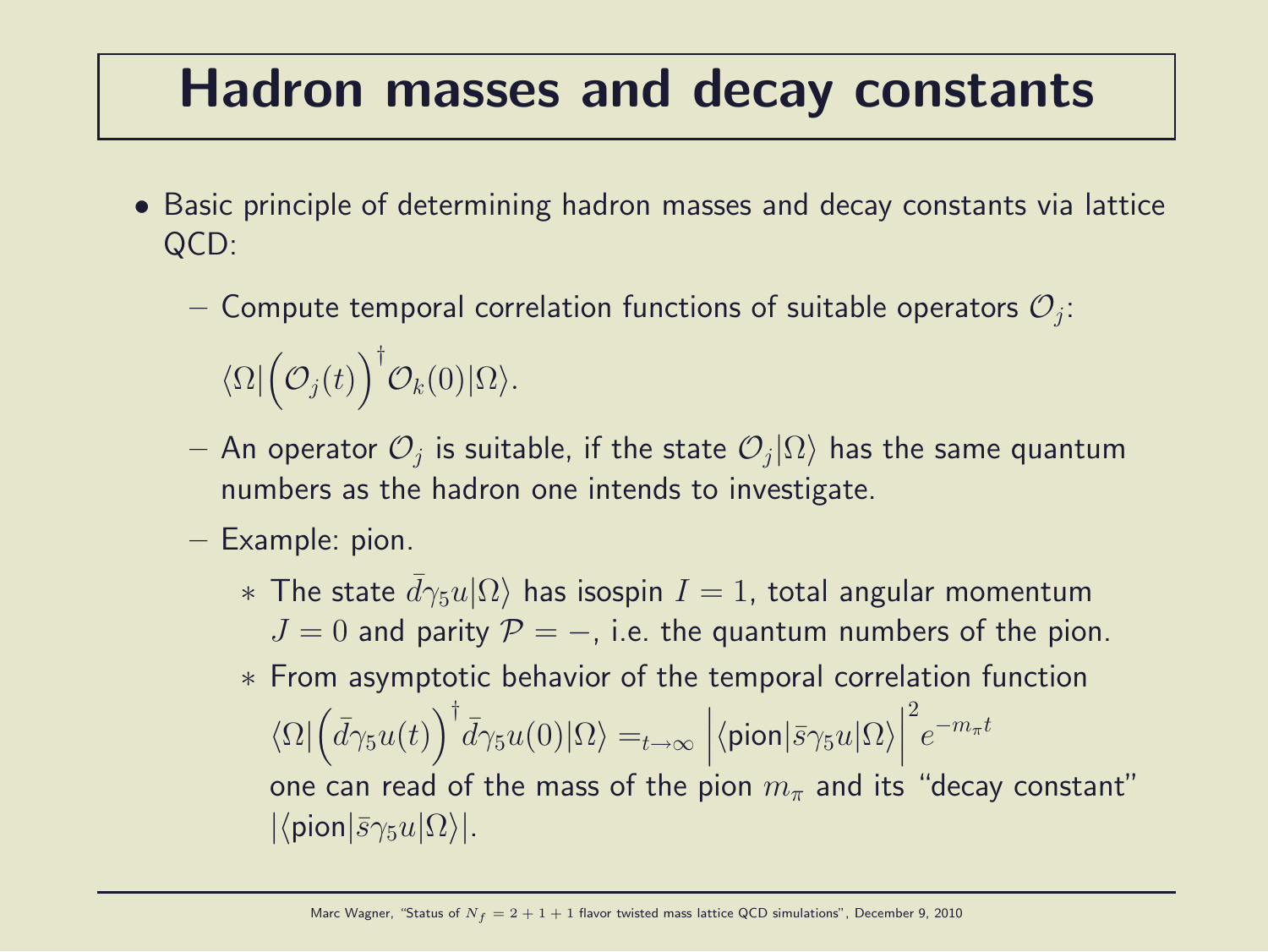# Hadron masses and decay constants

- Basic principle of determining hadron masses and decay constants via lattice QCD:
  - Compute temporal correlation functions of suitable operators $\mathcal{O}_j$:

    $\langle\Omega|\Big(\mathcal{O}_j(t)\Big)^\dagger\mathcal{O}_k(0)|\Omega\rangle.$
  - An operator $\mathcal{O}_j$ is suitable, if the state $\mathcal{O}_j|\Omega\rangle$ has the same quantum numbers as the hadron one intends to investigate.
  - Example: pion.
    - The state $\bar{d}\gamma_5 u|\Omega\rangle$ has isospin $I = 1$, total angular momentum $J = 0$ and parity $\mathcal{P} = -$, i.e. the quantum numbers of the pion.
    - From asymptotic behavior of the temporal correlation function $\langle\Omega|\Big(\bar{d}\gamma_5 u(t)\Big)^\dagger\bar{d}\gamma_5 u(0)|\Omega\rangle =_{t\rightarrow\infty} \Big|\langle\text{pion}|\bar{s}\gamma_5 u|\Omega\rangle\Big|^2 e^{-m_\pi t}$ one can read of the mass of the pion $m_\pi$ and its "decay constant" $|\langle\text{pion}|\bar{s}\gamma_5 u|\Omega\rangle|$.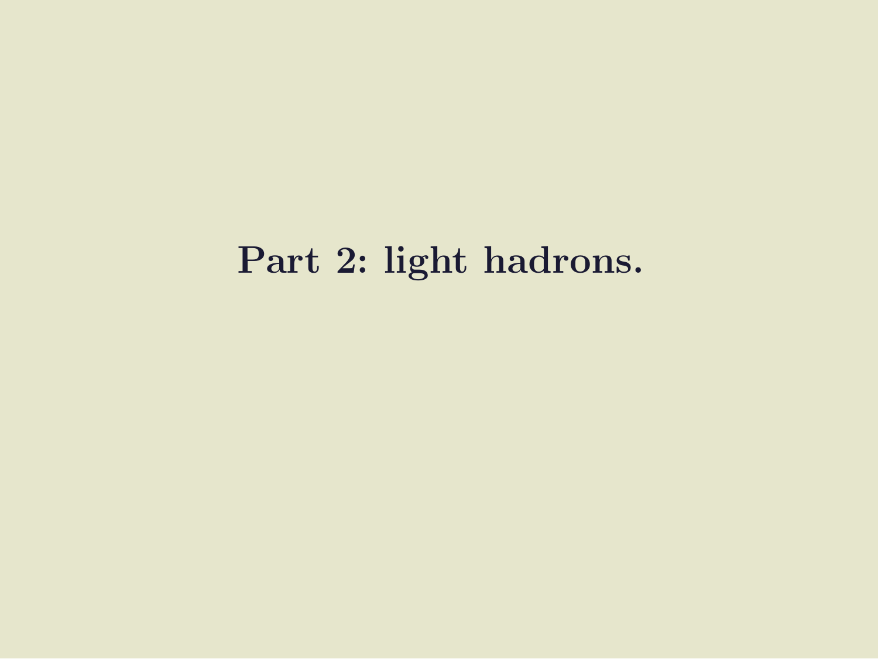# Part 2: light hadrons.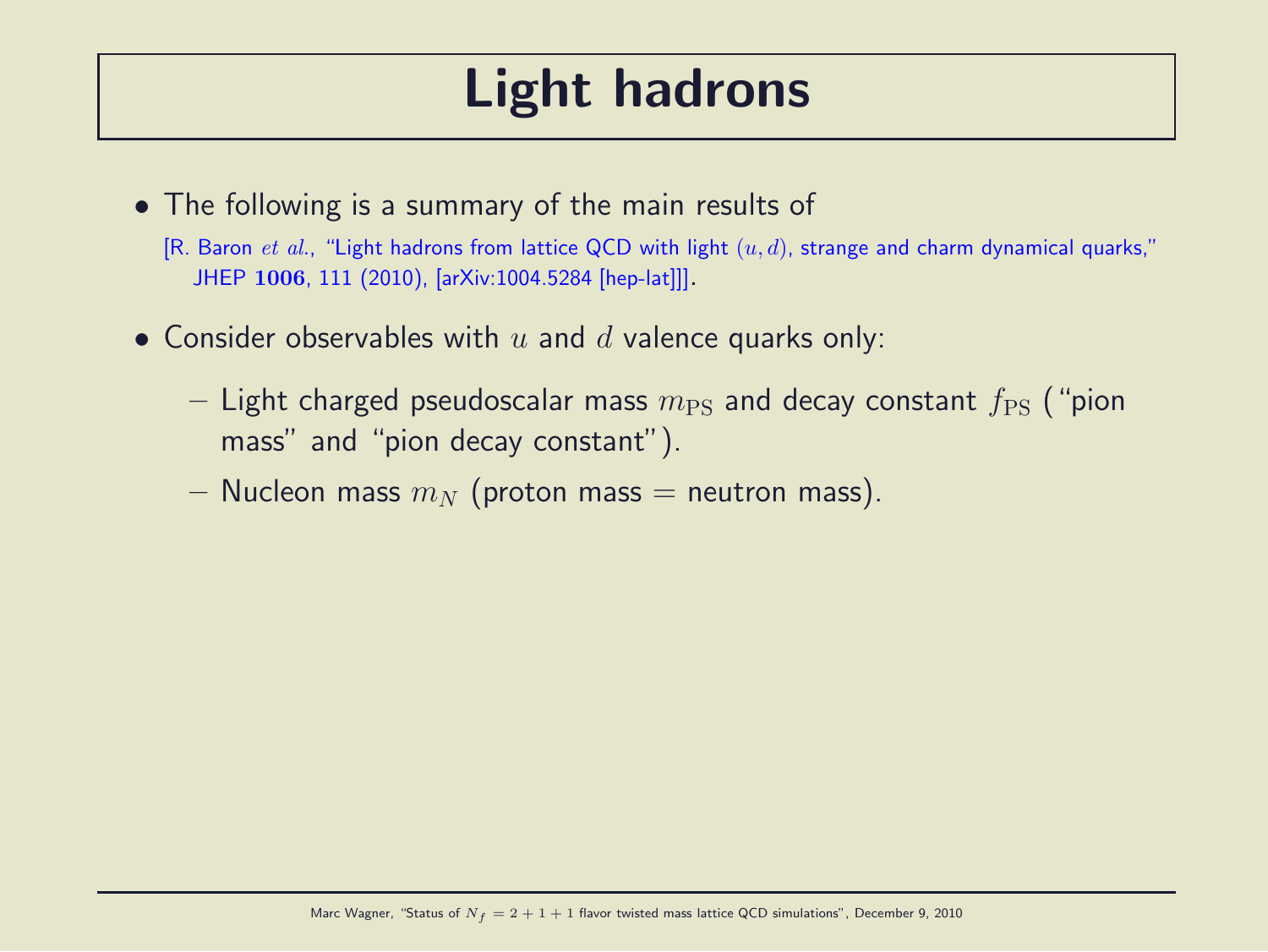# Light hadrons

- The following is a summary of the main results of

  [R. Baron *et al.*, "Light hadrons from lattice QCD with light $(u, d)$, strange and charm dynamical quarks," JHEP **1006**, 111 (2010), [arXiv:1004.5284 [hep-lat]]].

- Consider observables with $u$ and $d$ valence quarks only:
  - Light charged pseudoscalar mass $m_{\mathrm{PS}}$ and decay constant $f_{\mathrm{PS}}$ ("pion mass" and "pion decay constant").
  - Nucleon mass $m_N$ (proton mass = neutron mass).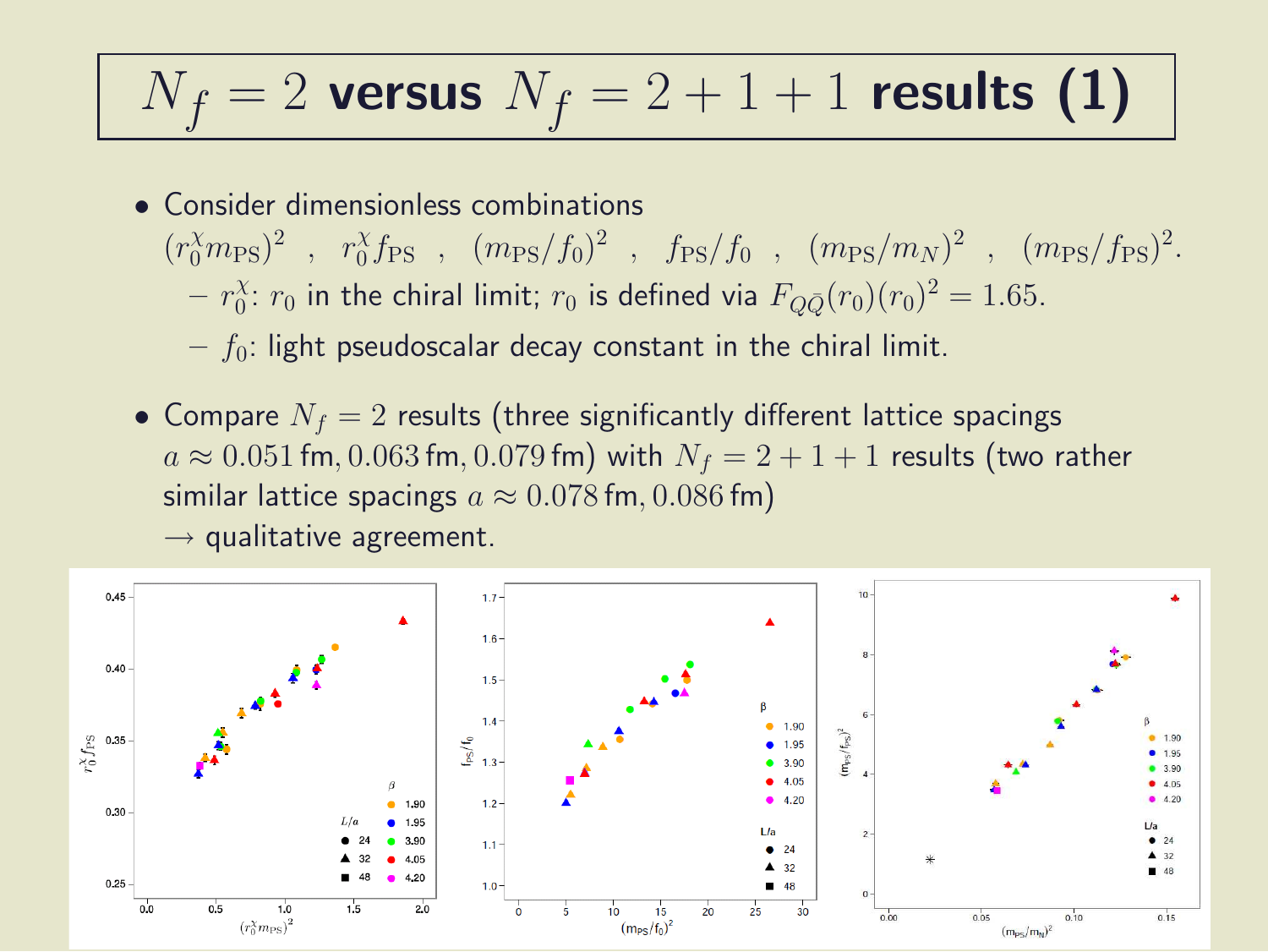# $N_f = 2$ versus $N_f = 2+1+1$ results (1)

- Consider dimensionless combinations
  $(r_0^\chi m_{\rm PS})^2$ , $r_0^\chi f_{\rm PS}$ , $(m_{\rm PS}/f_0)^2$ , $f_{\rm PS}/f_0$ , $(m_{\rm PS}/m_N)^2$ , $(m_{\rm PS}/f_{\rm PS})^2$.
  - $r_0^\chi$: $r_0$ in the chiral limit; $r_0$ is defined via $F_{Q\bar{Q}}(r_0)(r_0)^2 = 1.65$.
  - $f_0$: light pseudoscalar decay constant in the chiral limit.

- Compare $N_f = 2$ results (three significantly different lattice spacings $a \approx 0.051\,\text{fm}, 0.063\,\text{fm}, 0.079\,\text{fm}$) with $N_f = 2+1+1$ results (two rather similar lattice spacings $a \approx 0.078\,\text{fm}, 0.086\,\text{fm}$)
  $\rightarrow$ qualitative agreement.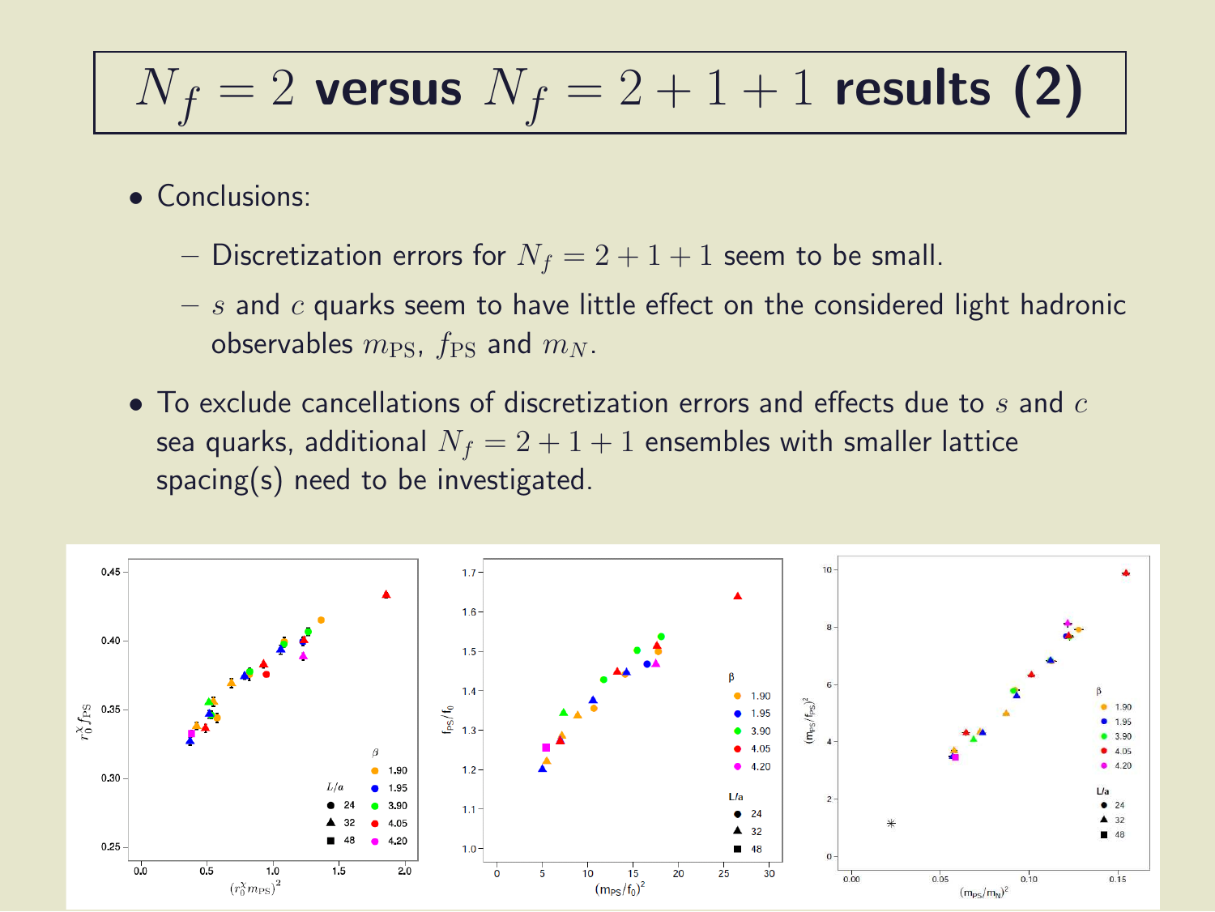# $N_f = 2$ versus $N_f = 2+1+1$ results (2)

- Conclusions:
  - Discretization errors for $N_f = 2+1+1$ seem to be small.
  - $s$ and $c$ quarks seem to have little effect on the considered light hadronic observables $m_{\rm PS}$, $f_{\rm PS}$ and $m_N$.
- To exclude cancellations of discretization errors and effects due to $s$ and $c$ sea quarks, additional $N_f = 2+1+1$ ensembles with smaller lattice spacing(s) need to be investigated.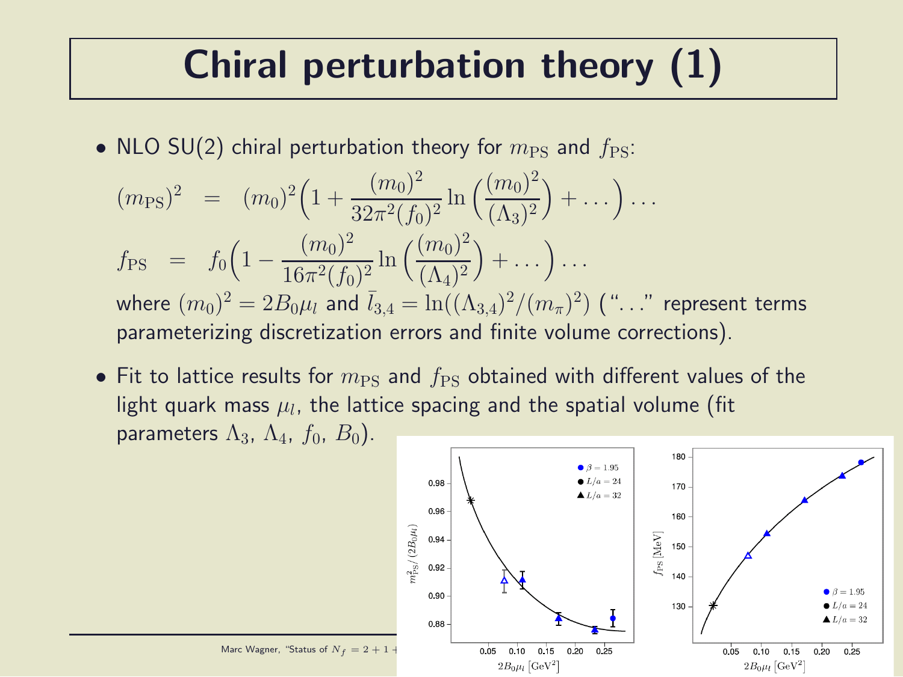# Chiral perturbation theory (1)

- NLO SU(2) chiral perturbation theory for $m_{\text{PS}}$ and $f_{\text{PS}}$:

$$(m_{\text{PS}})^2 = (m_0)^2\Big(1 + \frac{(m_0)^2}{32\pi^2 (f_0)^2} \ln\Big(\frac{(m_0)^2}{(\Lambda_3)^2}\Big) + \ldots\Big) \ldots$$

$$f_{\text{PS}} = f_0\Big(1 - \frac{(m_0)^2}{16\pi^2 (f_0)^2} \ln\Big(\frac{(m_0)^2}{(\Lambda_4)^2}\Big) + \ldots\Big) \ldots$$

  where $(m_0)^2 = 2B_0\mu_l$ and $\bar{l}_{3,4} = \ln((\Lambda_{3,4})^2/(m_\pi)^2)$ ("..." represent terms parameterizing discretization errors and finite volume corrections).

- Fit to lattice results for $m_{\text{PS}}$ and $f_{\text{PS}}$ obtained with different values of the light quark mass $\mu_l$, the lattice spacing and the spatial volume (fit parameters $\Lambda_3$, $\Lambda_4$, $f_0$, $B_0$).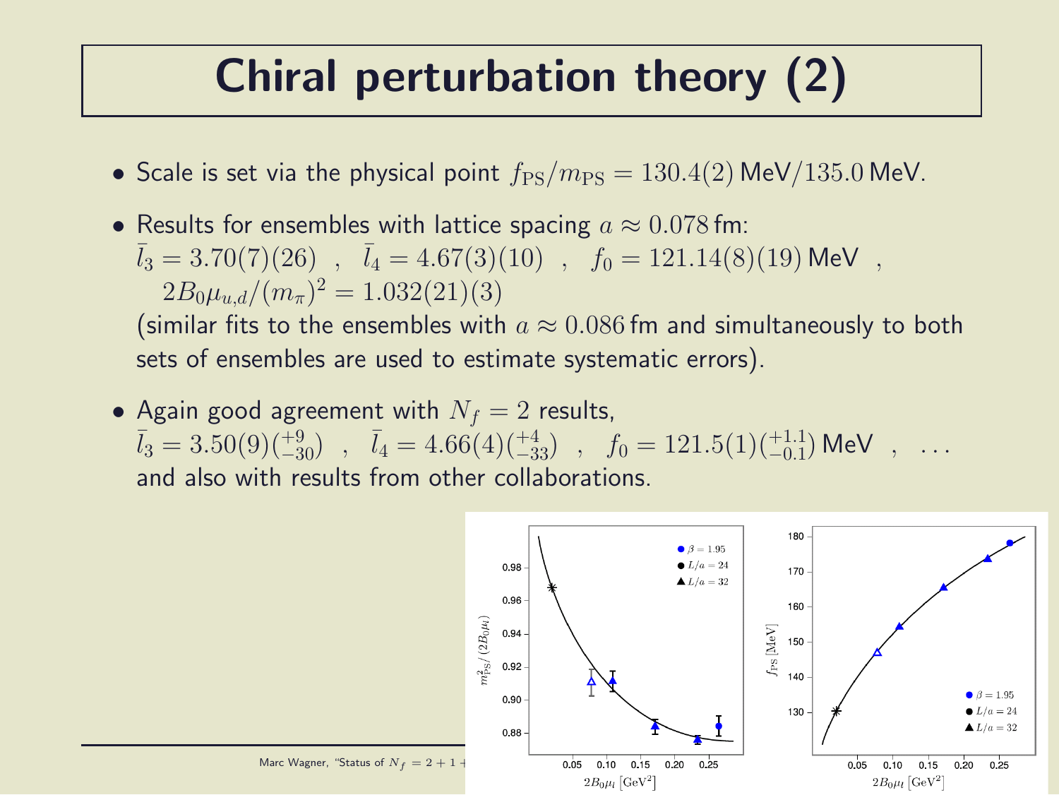# Chiral perturbation theory (2)

- Scale is set via the physical point $f_{\mathrm{PS}}/m_{\mathrm{PS}} = 130.4(2)\,\mathrm{MeV}/135.0\,\mathrm{MeV}$.
- Results for ensembles with lattice spacing $a \approx 0.078\,\mathrm{fm}$:
  $\bar{l}_3 = 3.70(7)(26)$ , $\bar{l}_4 = 4.67(3)(10)$ , $f_0 = 121.14(8)(19)\,\mathrm{MeV}$ , $2B_0\mu_{u,d}/(m_\pi)^2 = 1.032(21)(3)$
  (similar fits to the ensembles with $a \approx 0.086\,\mathrm{fm}$ and simultaneously to both sets of ensembles are used to estimate systematic errors).
- Again good agreement with $N_f = 2$ results,
  $\bar{l}_3 = 3.50(9)(^{+9}_{-30})$ , $\bar{l}_4 = 4.66(4)(^{+4}_{-33})$ , $f_0 = 121.5(1)(^{+1.1}_{-0.1})\,\mathrm{MeV}$ , ...
  and also with results from other collaborations.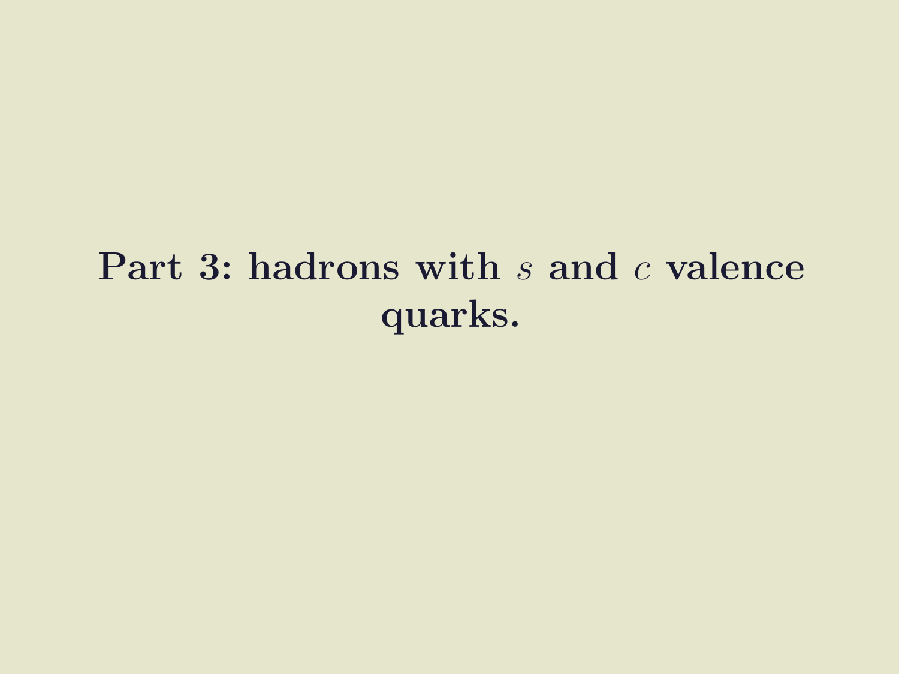# Part 3: hadrons with $s$ and $c$ valence quarks.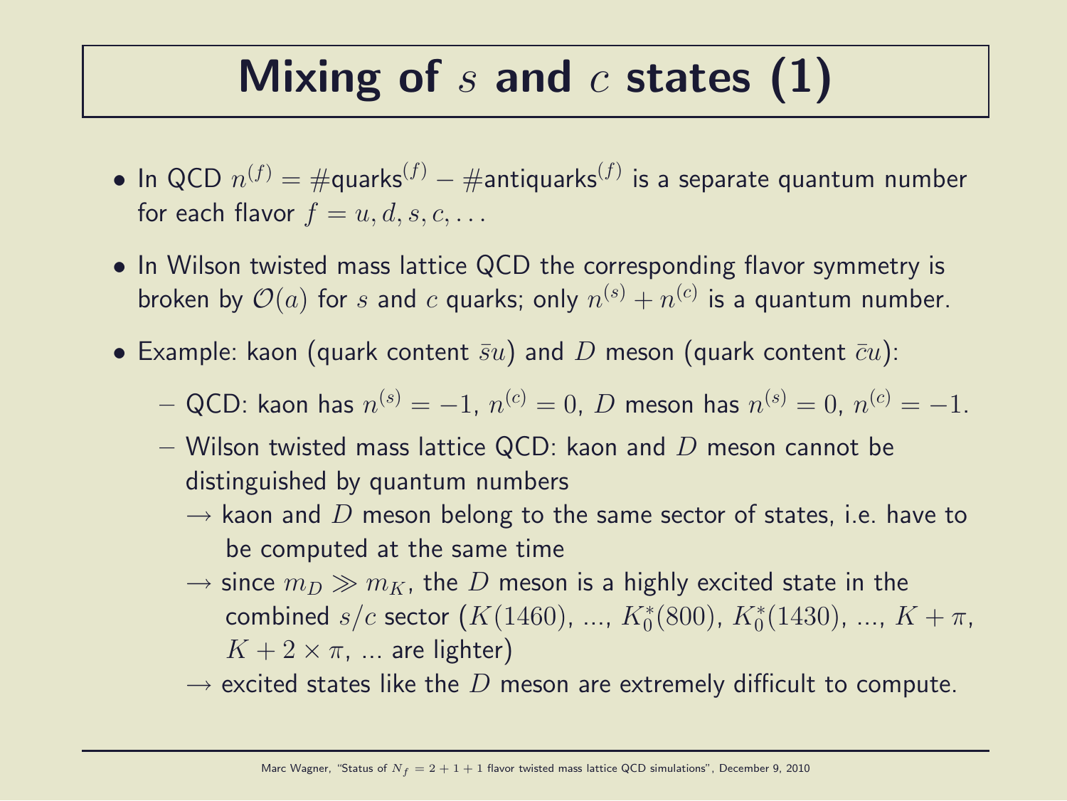# Mixing of $s$ and $c$ states (1)

- In QCD $n^{(f)} = \#\text{quarks}^{(f)} - \#\text{antiquarks}^{(f)}$ is a separate quantum number for each flavor $f = u, d, s, c, \ldots$
- In Wilson twisted mass lattice QCD the corresponding flavor symmetry is broken by $\mathcal{O}(a)$ for $s$ and $c$ quarks; only $n^{(s)} + n^{(c)}$ is a quantum number.
- Example: kaon (quark content $\bar{s}u$) and $D$ meson (quark content $\bar{c}u$):
  - QCD: kaon has $n^{(s)} = -1$, $n^{(c)} = 0$, $D$ meson has $n^{(s)} = 0$, $n^{(c)} = -1$.
  - Wilson twisted mass lattice QCD: kaon and $D$ meson cannot be distinguished by quantum numbers
    - $\rightarrow$ kaon and $D$ meson belong to the same sector of states, i.e. have to be computed at the same time
    - $\rightarrow$ since $m_D \gg m_K$, the $D$ meson is a highly excited state in the combined $s/c$ sector ($K(1460)$, ..., $K_0^*(800)$, $K_0^*(1430)$, ..., $K + \pi$, $K + 2 \times \pi$, ... are lighter)
    - $\rightarrow$ excited states like the $D$ meson are extremely difficult to compute.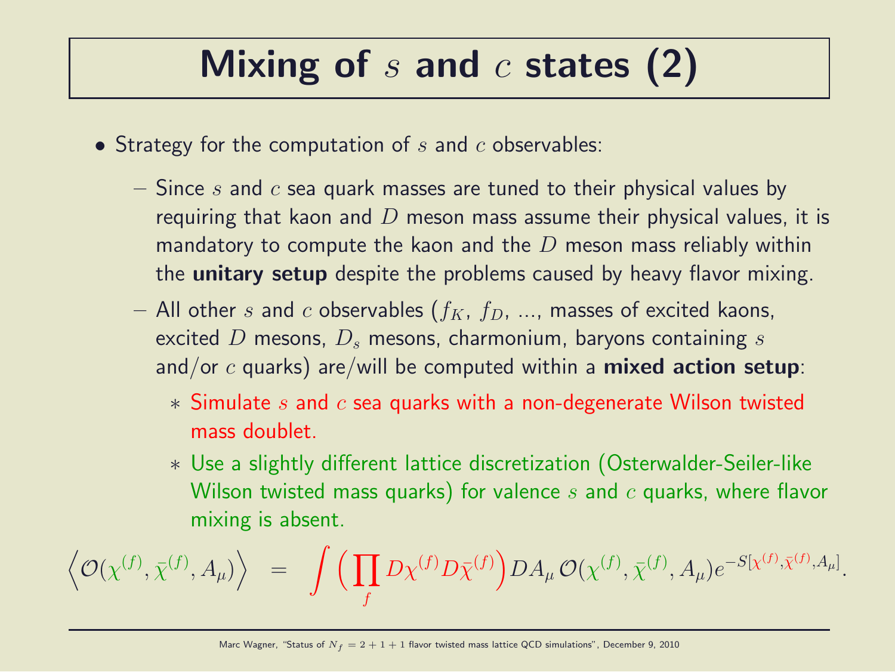# Mixing of $s$ and $c$ states (2)

- Strategy for the computation of $s$ and $c$ observables:
  - Since $s$ and $c$ sea quark masses are tuned to their physical values by requiring that kaon and $D$ meson mass assume their physical values, it is mandatory to compute the kaon and the $D$ meson mass reliably within the **unitary setup** despite the problems caused by heavy flavor mixing.
  - All other $s$ and $c$ observables ($f_K$, $f_D$, ..., masses of excited kaons, excited $D$ mesons, $D_s$ mesons, charmonium, baryons containing $s$ and/or $c$ quarks) are/will be computed within a **mixed action setup**:
    - Simulate $s$ and $c$ sea quarks with a non-degenerate Wilson twisted mass doublet.
    - Use a slightly different lattice discretization (Osterwalder-Seiler-like Wilson twisted mass quarks) for valence $s$ and $c$ quarks, where flavor mixing is absent.

$$\left\langle \mathcal{O}(\chi^{(f)}, \bar{\chi}^{(f)}, A_\mu) \right\rangle \quad = \quad \int \Big( \prod_f D\chi^{(f)} D\bar{\chi}^{(f)} \Big) DA_\mu \, \mathcal{O}(\chi^{(f)}, \bar{\chi}^{(f)}, A_\mu) e^{-S[\chi^{(f)}, \bar{\chi}^{(f)}, A_\mu]}.$$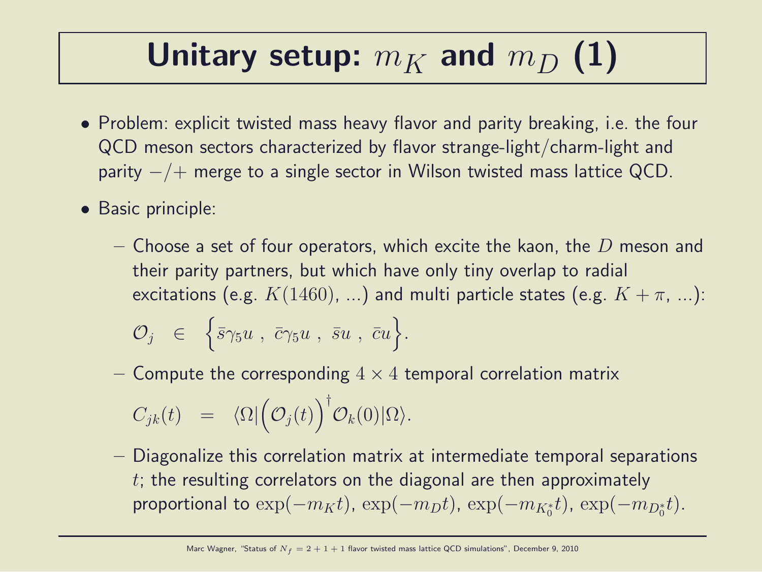# Unitary setup: $m_K$ and $m_D$ (1)

- Problem: explicit twisted mass heavy flavor and parity breaking, i.e. the four QCD meson sectors characterized by flavor strange-light/charm-light and parity $-/+$ merge to a single sector in Wilson twisted mass lattice QCD.
- Basic principle:
  - Choose a set of four operators, which excite the kaon, the $D$ meson and their parity partners, but which have only tiny overlap to radial excitations (e.g. $K(1460)$, ...) and multi particle states (e.g. $K + \pi$, ...):

    $$\mathcal{O}_j \quad \in \quad \Big\{\bar{s}\gamma_5 u \ , \ \bar{c}\gamma_5 u \ , \ \bar{s}u \ , \ \bar{c}u\Big\}.$$

  - Compute the corresponding $4 \times 4$ temporal correlation matrix

    $$C_{jk}(t) \quad = \quad \langle\Omega|\Big(\mathcal{O}_j(t)\Big)^\dagger \mathcal{O}_k(0)|\Omega\rangle.$$

  - Diagonalize this correlation matrix at intermediate temporal separations $t$; the resulting correlators on the diagonal are then approximately proportional to $\exp(-m_K t)$, $\exp(-m_D t)$, $\exp(-m_{K_0^*} t)$, $\exp(-m_{D_0^*} t)$.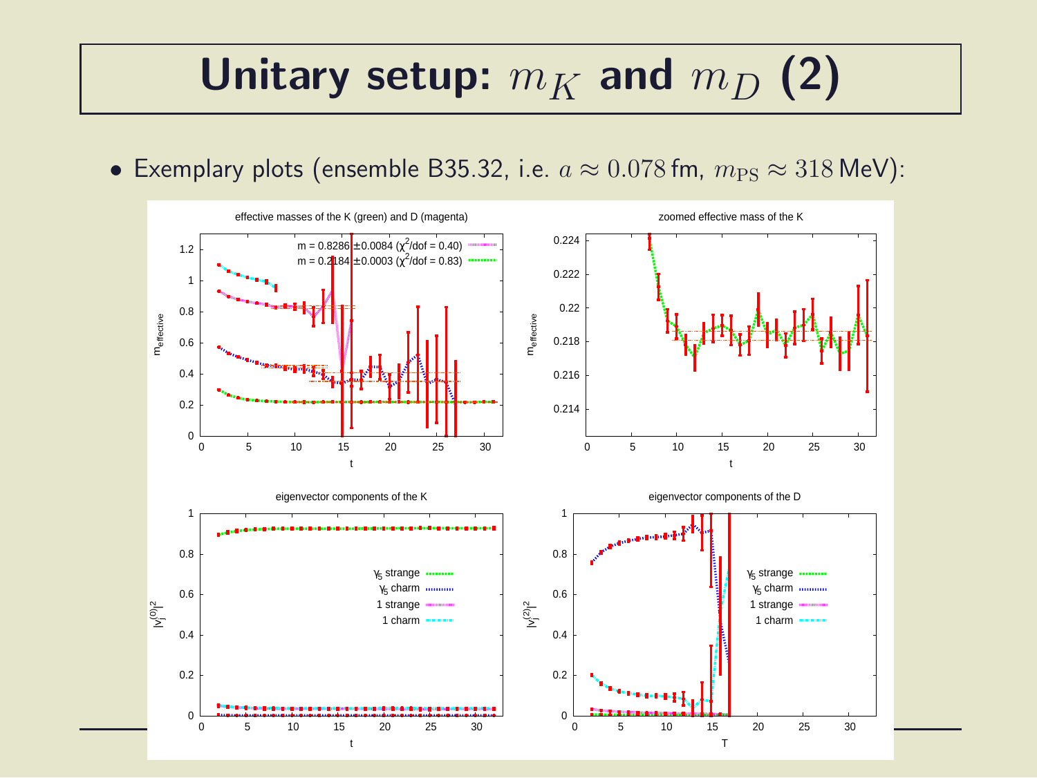# Unitary setup: $m_K$ and $m_D$ (2)

- Exemplary plots (ensemble B35.32, i.e. $a \approx 0.078\,\text{fm}$, $m_{\text{PS}} \approx 318\,\text{MeV}$):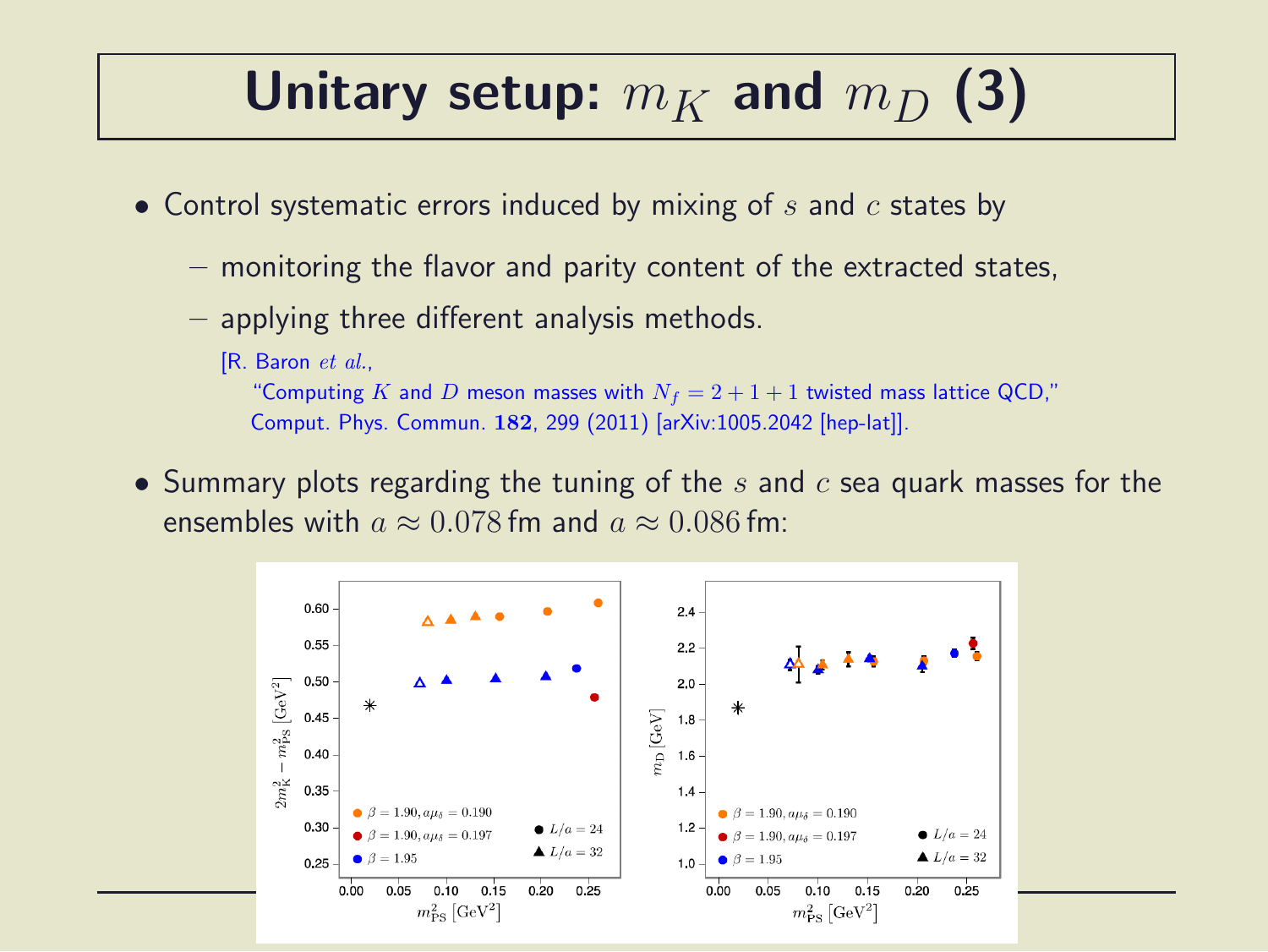# Unitary setup: $m_K$ and $m_D$ (3)

- Control systematic errors induced by mixing of $s$ and $c$ states by
  - monitoring the flavor and parity content of the extracted states,
  - applying three different analysis methods.

    [R. Baron *et al.*,
    "Computing $K$ and $D$ meson masses with $N_f = 2 + 1 + 1$ twisted mass lattice QCD,"
    Comput. Phys. Commun. **182**, 299 (2011) [arXiv:1005.2042 [hep-lat]].

- Summary plots regarding the tuning of the $s$ and $c$ sea quark masses for the ensembles with $a \approx 0.078\,\text{fm}$ and $a \approx 0.086\,\text{fm}$: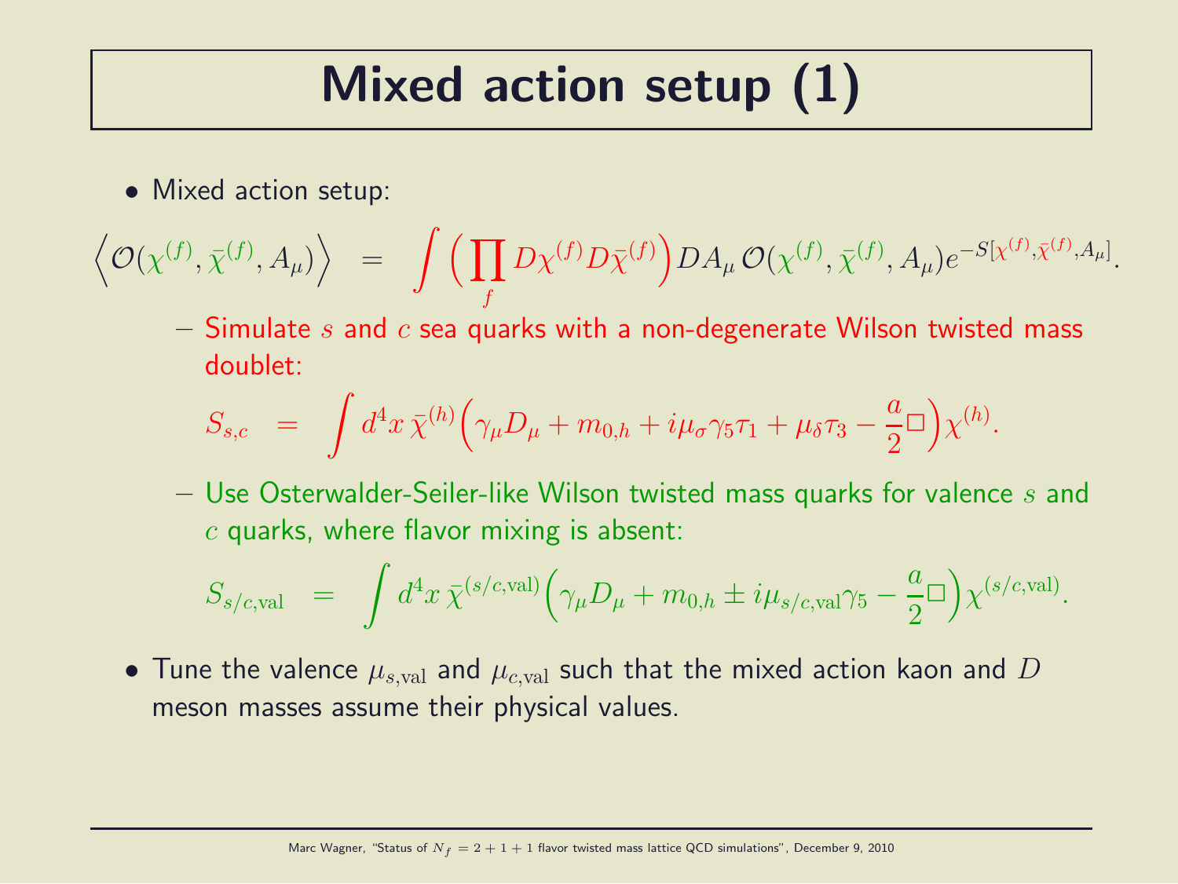# Mixed action setup (1)

- Mixed action setup:

$$\Big\langle \mathcal{O}(\chi^{(f)}, \bar{\chi}^{(f)}, A_\mu) \Big\rangle \;\; = \;\; \int \Big( \prod_f D\chi^{(f)} D\bar{\chi}^{(f)} \Big) DA_\mu \, \mathcal{O}(\chi^{(f)}, \bar{\chi}^{(f)}, A_\mu) e^{-S[\chi^{(f)}, \bar{\chi}^{(f)}, A_\mu]}.$$

  - Simulate $s$ and $c$ sea quarks with a non-degenerate Wilson twisted mass doublet:

$$S_{s,c} \;\; = \;\; \int d^4x \, \bar{\chi}^{(h)} \Big( \gamma_\mu D_\mu + m_{0,h} + i\mu_\sigma \gamma_5 \tau_1 + \mu_\delta \tau_3 - \frac{a}{2} \Box \Big) \chi^{(h)}.$$

  - Use Osterwalder-Seiler-like Wilson twisted mass quarks for valence $s$ and $c$ quarks, where flavor mixing is absent:

$$S_{s/c,\textrm{val}} \;\; = \;\; \int d^4x \, \bar{\chi}^{(s/c,\textrm{val})} \Big( \gamma_\mu D_\mu + m_{0,h} \pm i\mu_{s/c,\textrm{val}} \gamma_5 - \frac{a}{2} \Box \Big) \chi^{(s/c,\textrm{val})}.$$

- Tune the valence $\mu_{s,\textrm{val}}$ and $\mu_{c,\textrm{val}}$ such that the mixed action kaon and $D$ meson masses assume their physical values.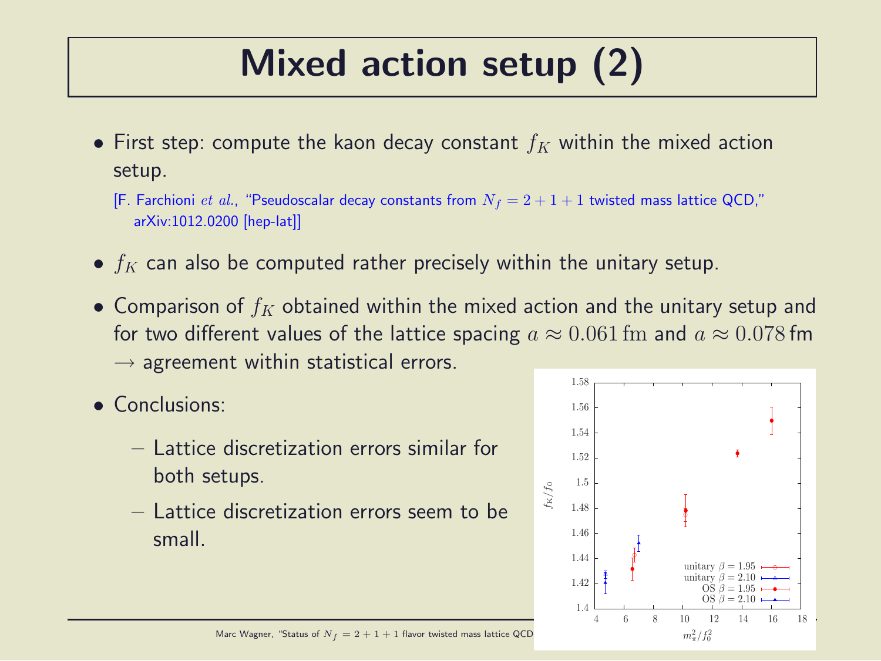# Mixed action setup (2)

- First step: compute the kaon decay constant $f_K$ within the mixed action setup.

  [F. Farchioni *et al.*, "Pseudoscalar decay constants from $N_f = 2+1+1$ twisted mass lattice QCD," arXiv:1012.0200 [hep-lat]]

- $f_K$ can also be computed rather precisely within the unitary setup.

- Comparison of $f_K$ obtained within the mixed action and the unitary setup and for two different values of the lattice spacing $a \approx 0.061\,\text{fm}$ and $a \approx 0.078\,\text{fm}$ $\rightarrow$ agreement within statistical errors.

- Conclusions:
  - Lattice discretization errors similar for both setups.
  - Lattice discretization errors seem to be small.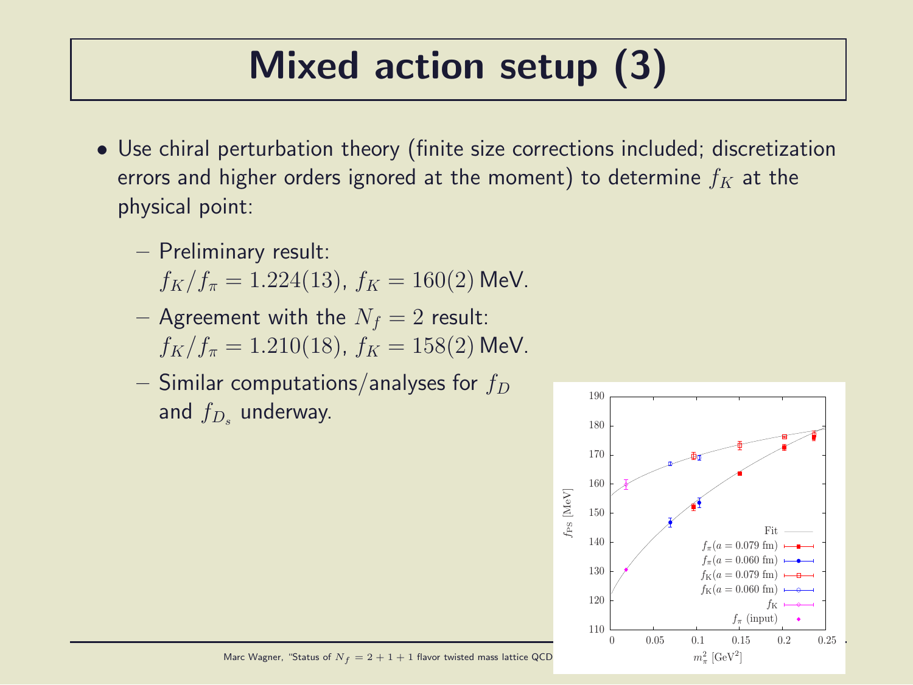# Mixed action setup (3)

- Use chiral perturbation theory (finite size corrections included; discretization errors and higher orders ignored at the moment) to determine $f_K$ at the physical point:
  - Preliminary result:
    $f_K/f_\pi = 1.224(13)$, $f_K = 160(2)$ MeV.
  - Agreement with the $N_f = 2$ result:
    $f_K/f_\pi = 1.210(18)$, $f_K = 158(2)$ MeV.
  - Similar computations/analyses for $f_D$ and $f_{D_s}$ underway.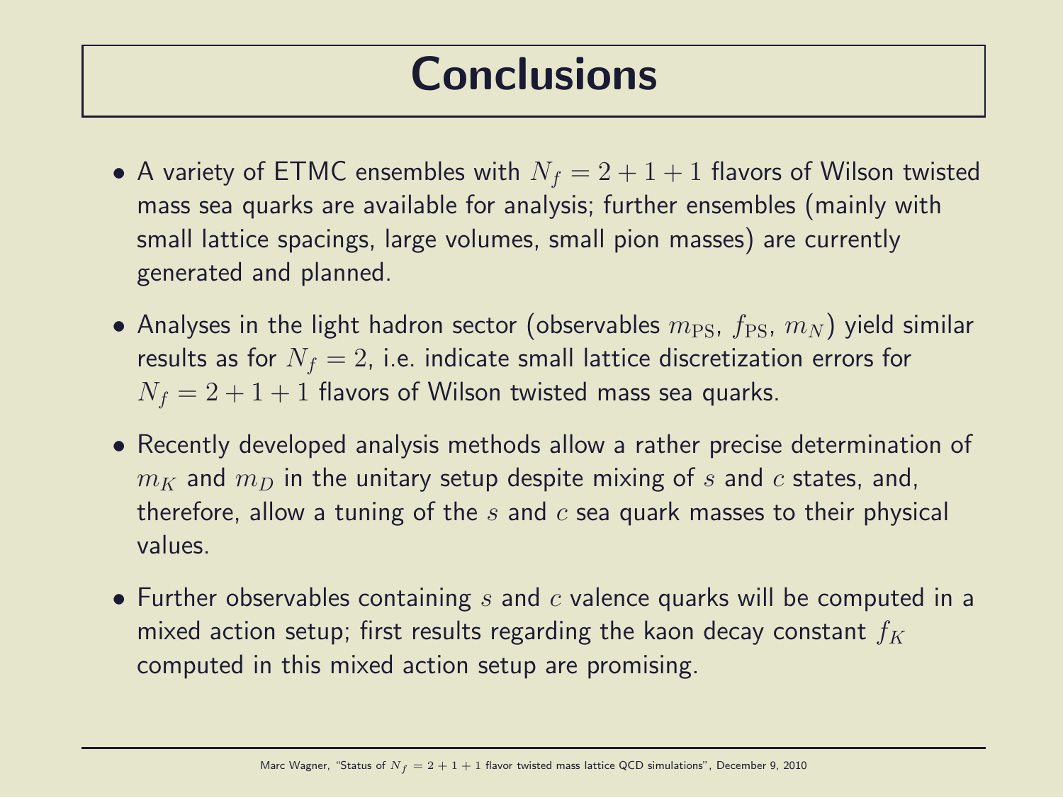# Conclusions

- A variety of ETMC ensembles with $N_f = 2+1+1$ flavors of Wilson twisted mass sea quarks are available for analysis; further ensembles (mainly with small lattice spacings, large volumes, small pion masses) are currently generated and planned.

- Analyses in the light hadron sector (observables $m_{\mathrm{PS}}$, $f_{\mathrm{PS}}$, $m_N$) yield similar results as for $N_f = 2$, i.e. indicate small lattice discretization errors for $N_f = 2+1+1$ flavors of Wilson twisted mass sea quarks.

- Recently developed analysis methods allow a rather precise determination of $m_K$ and $m_D$ in the unitary setup despite mixing of $s$ and $c$ states, and, therefore, allow a tuning of the $s$ and $c$ sea quark masses to their physical values.

- Further observables containing $s$ and $c$ valence quarks will be computed in a mixed action setup; first results regarding the kaon decay constant $f_K$ computed in this mixed action setup are promising.